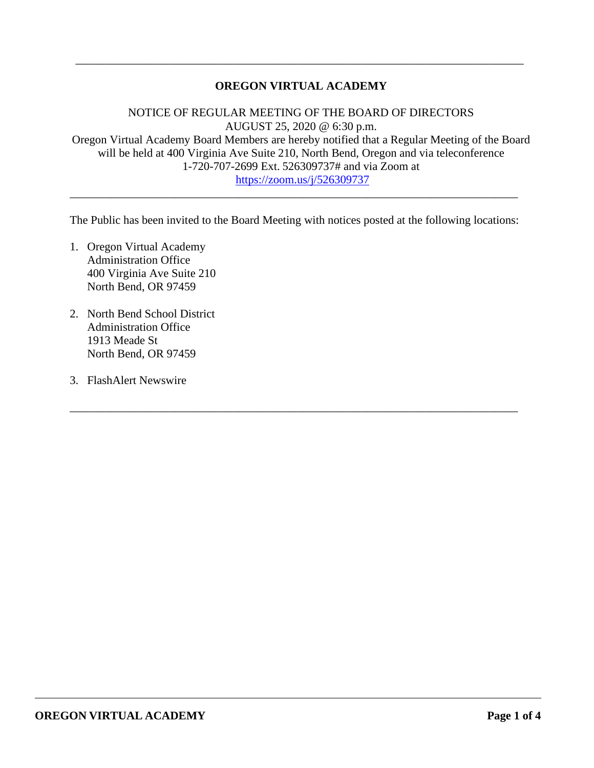---

# OREGON VIRTUAL ACADEMY

NOTICE OF REGULAR MEETING OF THE BOARD OF DIRECTORS
AUGUST 25, 2020 @ 6:30 p.m.
Oregon Virtual Academy Board Members are hereby notified that a Regular Meeting of the Board will be held at 400 Virginia Ave Suite 210, North Bend, Oregon and via teleconference 1-720-707-2699 Ext. 526309737# and via Zoom at [https://zoom.us/j/526309737](https://zoom.us/j/526309737)

---

The Public has been invited to the Board Meeting with notices posted at the following locations:

1. Oregon Virtual Academy
   Administration Office
   400 Virginia Ave Suite 210
   North Bend, OR 97459

2. North Bend School District
   Administration Office
   1913 Meade St
   North Bend, OR 97459

3. FlashAlert Newswire

---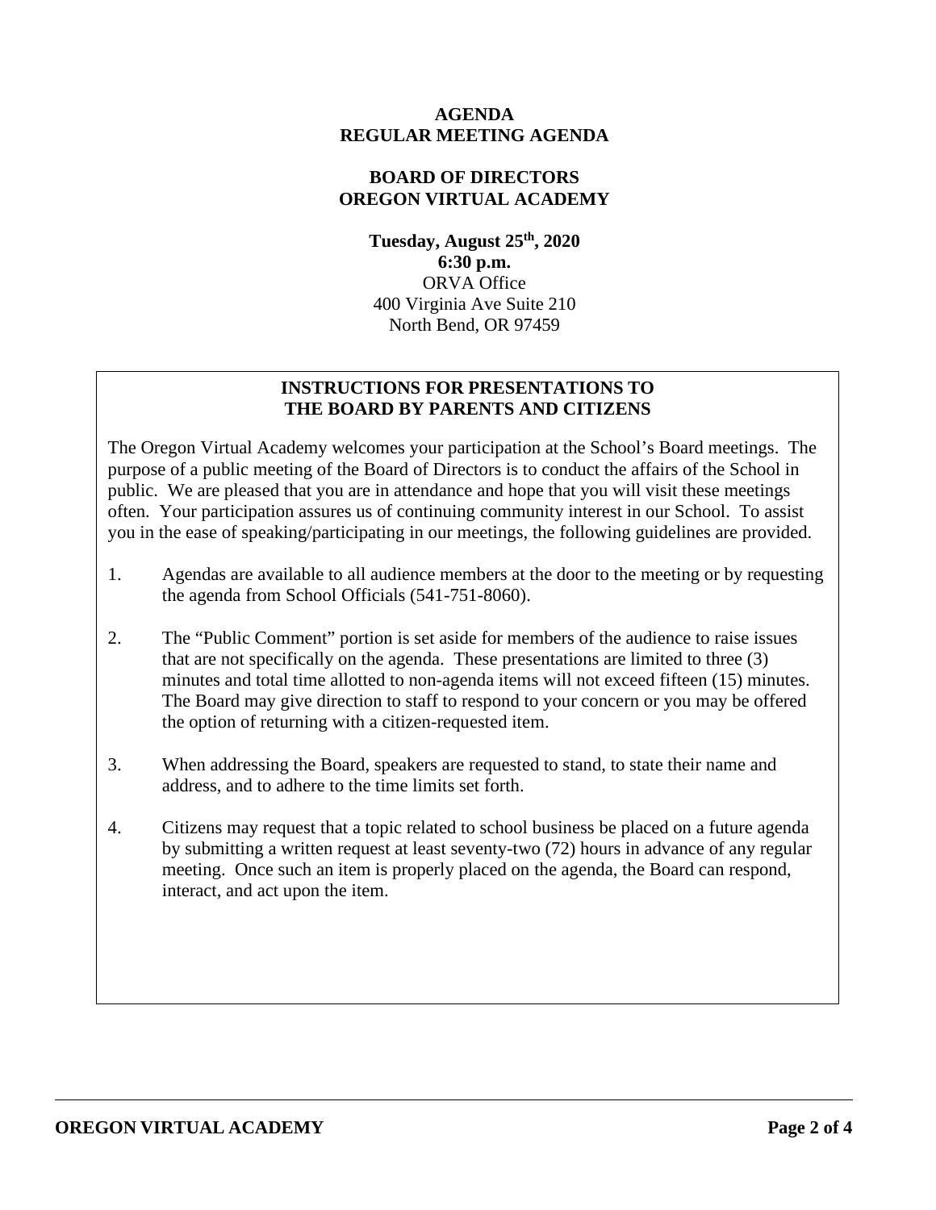**AGENDA**
**REGULAR MEETING AGENDA**

**BOARD OF DIRECTORS**
**OREGON VIRTUAL ACADEMY**

**Tuesday, August 25th, 2020**
**6:30 p.m.**
ORVA Office
400 Virginia Ave Suite 210
North Bend, OR 97459

## INSTRUCTIONS FOR PRESENTATIONS TO THE BOARD BY PARENTS AND CITIZENS

The Oregon Virtual Academy welcomes your participation at the School's Board meetings. The purpose of a public meeting of the Board of Directors is to conduct the affairs of the School in public. We are pleased that you are in attendance and hope that you will visit these meetings often. Your participation assures us of continuing community interest in our School. To assist you in the ease of speaking/participating in our meetings, the following guidelines are provided.

1. Agendas are available to all audience members at the door to the meeting or by requesting the agenda from School Officials (541-751-8060).

2. The "Public Comment" portion is set aside for members of the audience to raise issues that are not specifically on the agenda. These presentations are limited to three (3) minutes and total time allotted to non-agenda items will not exceed fifteen (15) minutes. The Board may give direction to staff to respond to your concern or you may be offered the option of returning with a citizen-requested item.

3. When addressing the Board, speakers are requested to stand, to state their name and address, and to adhere to the time limits set forth.

4. Citizens may request that a topic related to school business be placed on a future agenda by submitting a written request at least seventy-two (72) hours in advance of any regular meeting. Once such an item is properly placed on the agenda, the Board can respond, interact, and act upon the item.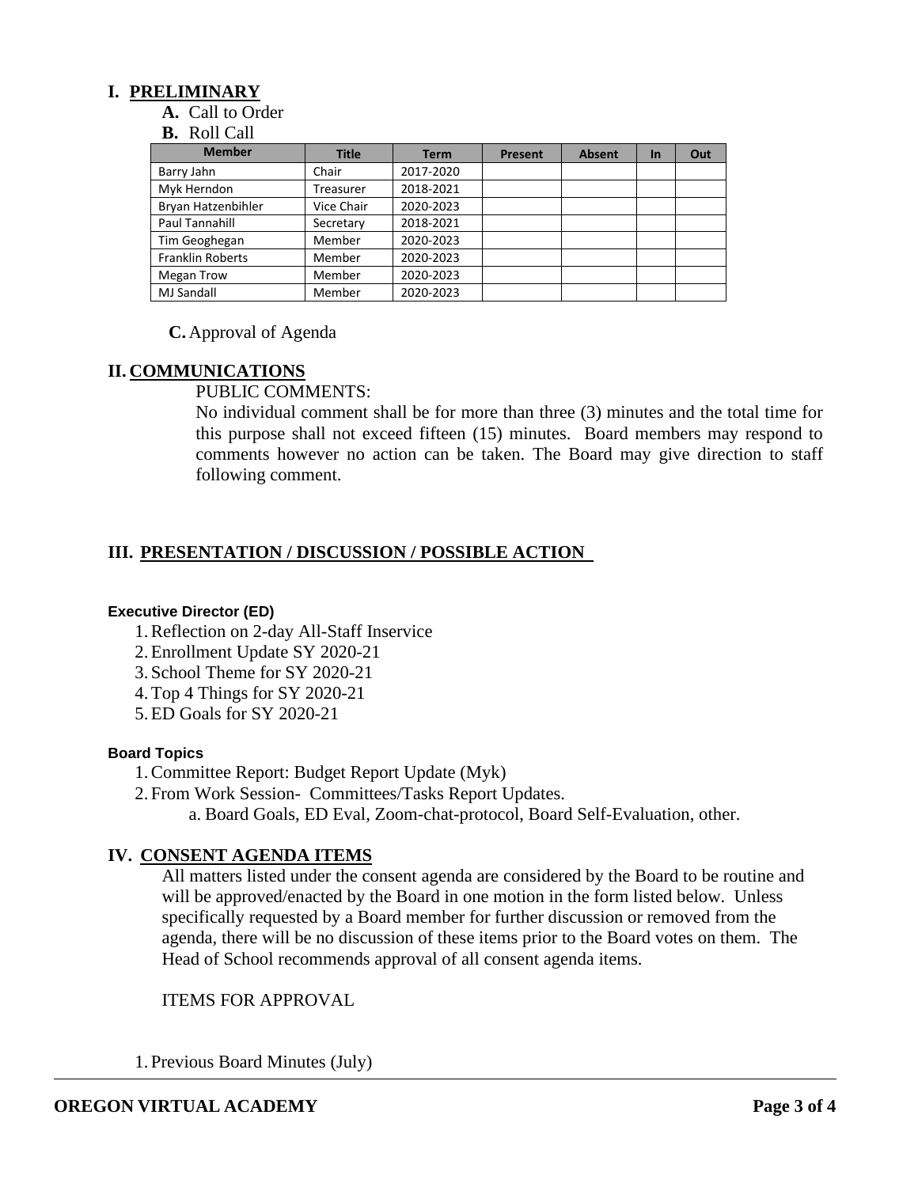## I. PRELIMINARY

**A.** Call to Order

**B.** Roll Call

| Member | Title | Term | Present | Absent | In | Out |
|---|---|---|---|---|---|---|
| Barry Jahn | Chair | 2017-2020 | | | | |
| Myk Herndon | Treasurer | 2018-2021 | | | | |
| Bryan Hatzenbihler | Vice Chair | 2020-2023 | | | | |
| Paul Tannahill | Secretary | 2018-2021 | | | | |
| Tim Geoghegan | Member | 2020-2023 | | | | |
| Franklin Roberts | Member | 2020-2023 | | | | |
| Megan Trow | Member | 2020-2023 | | | | |
| MJ Sandall | Member | 2020-2023 | | | | |

**C.** Approval of Agenda

## II. COMMUNICATIONS

PUBLIC COMMENTS:

No individual comment shall be for more than three (3) minutes and the total time for this purpose shall not exceed fifteen (15) minutes. Board members may respond to comments however no action can be taken. The Board may give direction to staff following comment.

## III. PRESENTATION / DISCUSSION / POSSIBLE ACTION

**Executive Director (ED)**

1. Reflection on 2-day All-Staff Inservice
2. Enrollment Update SY 2020-21
3. School Theme for SY 2020-21
4. Top 4 Things for SY 2020-21
5. ED Goals for SY 2020-21

**Board Topics**

1. Committee Report: Budget Report Update (Myk)
2. From Work Session- Committees/Tasks Report Updates.
   a. Board Goals, ED Eval, Zoom-chat-protocol, Board Self-Evaluation, other.

## IV. CONSENT AGENDA ITEMS

All matters listed under the consent agenda are considered by the Board to be routine and will be approved/enacted by the Board in one motion in the form listed below. Unless specifically requested by a Board member for further discussion or removed from the agenda, there will be no discussion of these items prior to the Board votes on them. The Head of School recommends approval of all consent agenda items.

ITEMS FOR APPROVAL

1. Previous Board Minutes (July)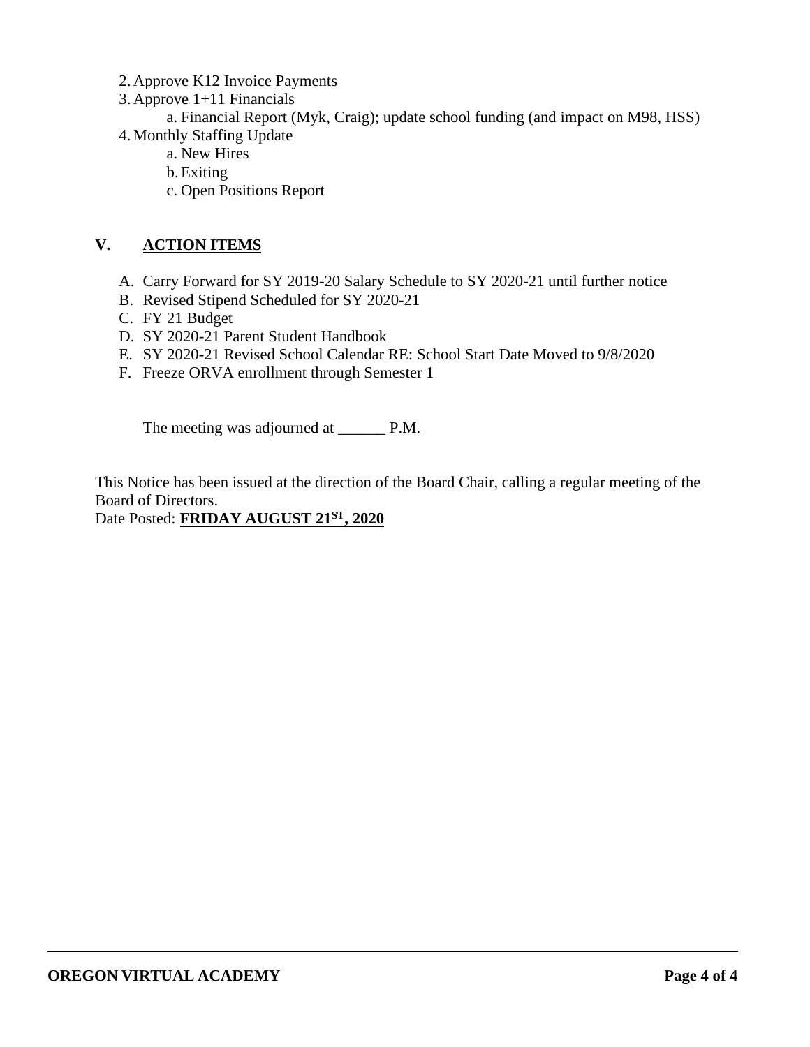2. Approve K12 Invoice Payments
3. Approve 1+11 Financials
    a. Financial Report (Myk, Craig); update school funding (and impact on M98, HSS)
4. Monthly Staffing Update
    a. New Hires
    b. Exiting
    c. Open Positions Report

## V. ACTION ITEMS

A. Carry Forward for SY 2019-20 Salary Schedule to SY 2020-21 until further notice
B. Revised Stipend Scheduled for SY 2020-21
C. FY 21 Budget
D. SY 2020-21 Parent Student Handbook
E. SY 2020-21 Revised School Calendar RE: School Start Date Moved to 9/8/2020
F. Freeze ORVA enrollment through Semester 1

The meeting was adjourned at ______ P.M.

This Notice has been issued at the direction of the Board Chair, calling a regular meeting of the Board of Directors.
Date Posted: **FRIDAY AUGUST 21ST, 2020**